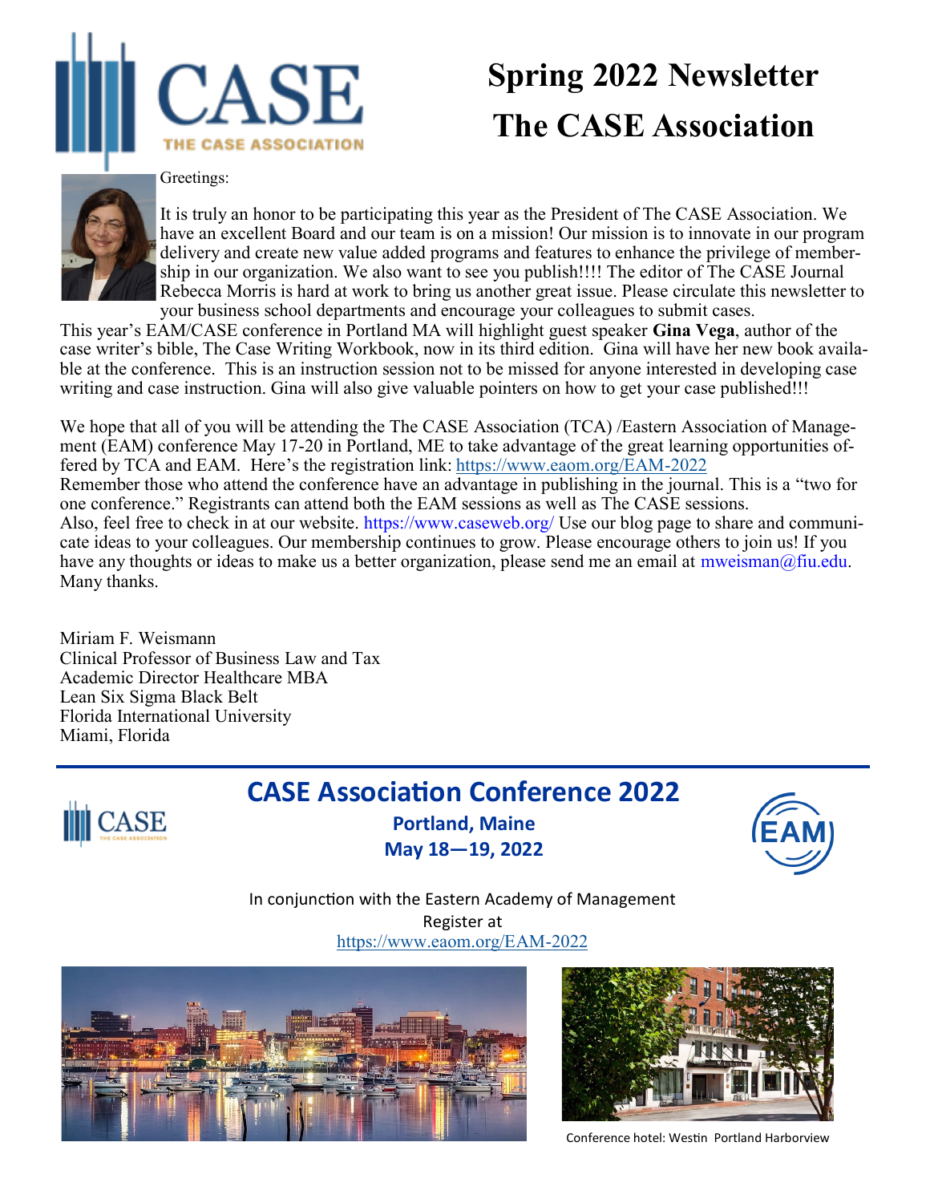# Spring 2022 Newsletter
# The CASE Association

Greetings:

It is truly an honor to be participating this year as the President of The CASE Association. We have an excellent Board and our team is on a mission! Our mission is to innovate in our program delivery and create new value added programs and features to enhance the privilege of membership in our organization. We also want to see you publish!!!! The editor of The CASE Journal Rebecca Morris is hard at work to bring us another great issue. Please circulate this newsletter to your business school departments and encourage your colleagues to submit cases.

This year's EAM/CASE conference in Portland MA will highlight guest speaker **Gina Vega**, author of the case writer's bible, The Case Writing Workbook, now in its third edition. Gina will have her new book available at the conference. This is an instruction session not to be missed for anyone interested in developing case writing and case instruction. Gina will also give valuable pointers on how to get your case published!!!

We hope that all of you will be attending the The CASE Association (TCA) /Eastern Association of Management (EAM) conference May 17-20 in Portland, ME to take advantage of the great learning opportunities offered by TCA and EAM. Here's the registration link: https://www.eaom.org/EAM-2022

Remember those who attend the conference have an advantage in publishing in the journal. This is a "two for one conference." Registrants can attend both the EAM sessions as well as The CASE sessions.

Also, feel free to check in at our website. https://www.caseweb.org/ Use our blog page to share and communicate ideas to your colleagues. Our membership continues to grow. Please encourage others to join us! If you have any thoughts or ideas to make us a better organization, please send me an email at mweisman@fiu.edu. Many thanks.

Miriam F. Weismann
Clinical Professor of Business Law and Tax
Academic Director Healthcare MBA
Lean Six Sigma Black Belt
Florida International University
Miami, Florida

---

## CASE Association Conference 2022

**Portland, Maine**

**May 18—19, 2022**

In conjunction with the Eastern Academy of Management

Register at

https://www.eaom.org/EAM-2022

Conference hotel: Westin Portland Harborview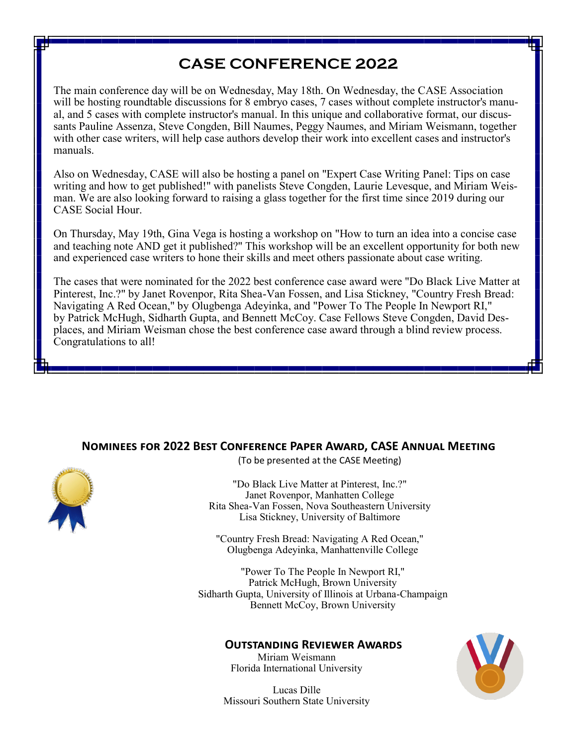# CASE CONFERENCE 2022

The main conference day will be on Wednesday, May 18th. On Wednesday, the CASE Association will be hosting roundtable discussions for 8 embryo cases, 7 cases without complete instructor's manual, and 5 cases with complete instructor's manual. In this unique and collaborative format, our discussants Pauline Assenza, Steve Congden, Bill Naumes, Peggy Naumes, and Miriam Weismann, together with other case writers, will help case authors develop their work into excellent cases and instructor's manuals.

Also on Wednesday, CASE will also be hosting a panel on "Expert Case Writing Panel: Tips on case writing and how to get published!" with panelists Steve Congden, Laurie Levesque, and Miriam Weisman. We are also looking forward to raising a glass together for the first time since 2019 during our CASE Social Hour.

On Thursday, May 19th, Gina Vega is hosting a workshop on "How to turn an idea into a concise case and teaching note AND get it published?" This workshop will be an excellent opportunity for both new and experienced case writers to hone their skills and meet others passionate about case writing.

The cases that were nominated for the 2022 best conference case award were "Do Black Live Matter at Pinterest, Inc.?" by Janet Rovenpor, Rita Shea-Van Fossen, and Lisa Stickney, "Country Fresh Bread: Navigating A Red Ocean," by Olugbenga Adeyinka, and "Power To The People In Newport RI," by Patrick McHugh, Sidharth Gupta, and Bennett McCoy. Case Fellows Steve Congden, David Desplaces, and Miriam Weisman chose the best conference case award through a blind review process. Congratulations to all!

## Nominees for 2022 Best Conference Paper Award, CASE Annual Meeting

(To be presented at the CASE Meeting)

"Do Black Live Matter at Pinterest, Inc.?"
Janet Rovenpor, Manhatten College
Rita Shea-Van Fossen, Nova Southeastern University
Lisa Stickney, University of Baltimore

"Country Fresh Bread: Navigating A Red Ocean,"
Olugbenga Adeyinka, Manhattenville College

"Power To The People In Newport RI,"
Patrick McHugh, Brown University
Sidharth Gupta, University of Illinois at Urbana-Champaign
Bennett McCoy, Brown University

## Outstanding Reviewer Awards

Miriam Weismann
Florida International University

Lucas Dille
Missouri Southern State University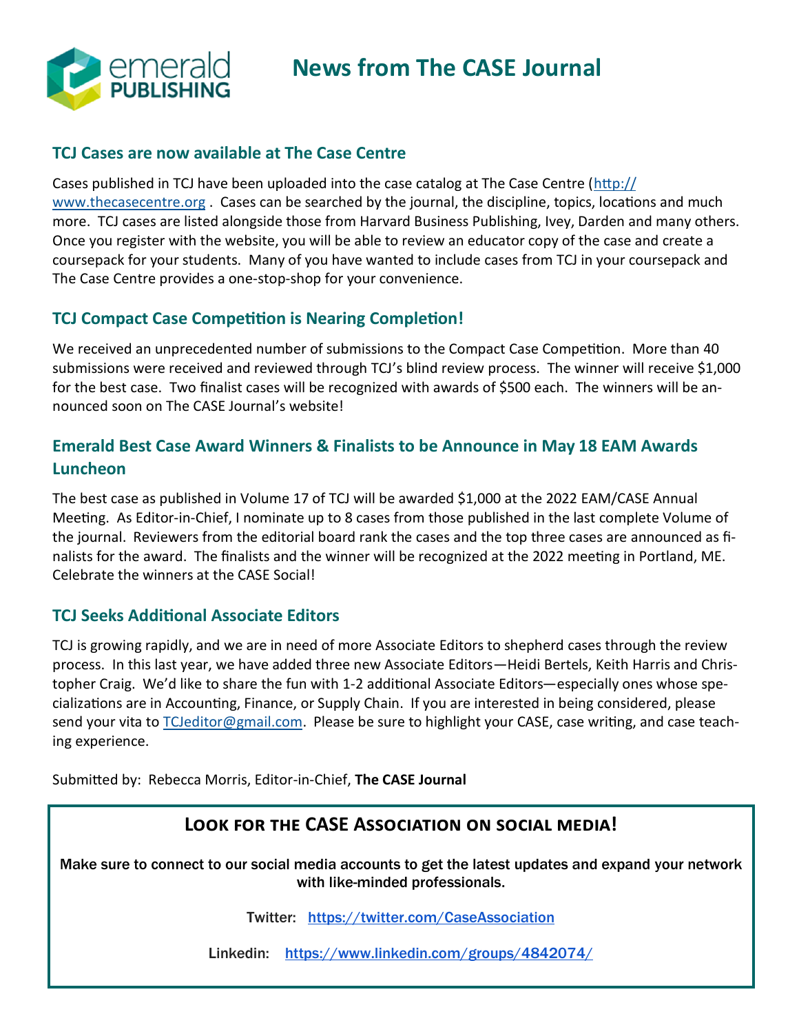# News from The CASE Journal

## TCJ Cases are now available at The Case Centre

Cases published in TCJ have been uploaded into the case catalog at The Case Centre (http://www.thecasecentre.org . Cases can be searched by the journal, the discipline, topics, locations and much more. TCJ cases are listed alongside those from Harvard Business Publishing, Ivey, Darden and many others. Once you register with the website, you will be able to review an educator copy of the case and create a coursepack for your students. Many of you have wanted to include cases from TCJ in your coursepack and The Case Centre provides a one-stop-shop for your convenience.

## TCJ Compact Case Competition is Nearing Completion!

We received an unprecedented number of submissions to the Compact Case Competition. More than 40 submissions were received and reviewed through TCJ's blind review process. The winner will receive $1,000 for the best case. Two finalist cases will be recognized with awards of $500 each. The winners will be announced soon on The CASE Journal's website!

## Emerald Best Case Award Winners & Finalists to be Announce in May 18 EAM Awards Luncheon

The best case as published in Volume 17 of TCJ will be awarded $1,000 at the 2022 EAM/CASE Annual Meeting. As Editor-in-Chief, I nominate up to 8 cases from those published in the last complete Volume of the journal. Reviewers from the editorial board rank the cases and the top three cases are announced as finalists for the award. The finalists and the winner will be recognized at the 2022 meeting in Portland, ME. Celebrate the winners at the CASE Social!

## TCJ Seeks Additional Associate Editors

TCJ is growing rapidly, and we are in need of more Associate Editors to shepherd cases through the review process. In this last year, we have added three new Associate Editors—Heidi Bertels, Keith Harris and Christopher Craig. We'd like to share the fun with 1-2 additional Associate Editors—especially ones whose specializations are in Accounting, Finance, or Supply Chain. If you are interested in being considered, please send your vita to TCJeditor@gmail.com. Please be sure to highlight your CASE, case writing, and case teaching experience.

Submitted by: Rebecca Morris, Editor-in-Chief, **The CASE Journal**

## Look for the CASE Association on social media!

**Make sure to connect to our social media accounts to get the latest updates and expand your network with like-minded professionals.**

**Twitter:** https://twitter.com/CaseAssociation

**Linkedin:** https://www.linkedin.com/groups/4842074/